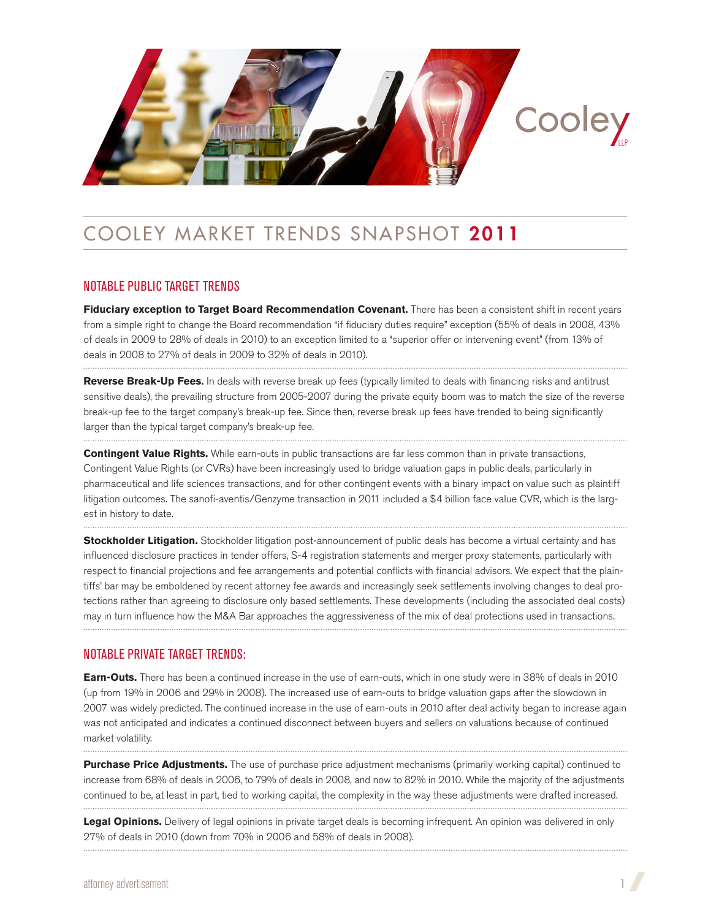# COOLEY MARKET TRENDS SNAPSHOT **2011**

## NOTABLE PUBLIC TARGET TRENDS

**Fiduciary exception to Target Board Recommendation Covenant.** There has been a consistent shift in recent years from a simple right to change the Board recommendation "if fiduciary duties require" exception (55% of deals in 2008, 43% of deals in 2009 to 28% of deals in 2010) to an exception limited to a "superior offer or intervening event" (from 13% of deals in 2008 to 27% of deals in 2009 to 32% of deals in 2010).

**Reverse Break-Up Fees.** In deals with reverse break up fees (typically limited to deals with financing risks and antitrust sensitive deals), the prevailing structure from 2005-2007 during the private equity boom was to match the size of the reverse break-up fee to the target company's break-up fee. Since then, reverse break up fees have trended to being significantly larger than the typical target company's break-up fee.

**Contingent Value Rights.** While earn-outs in public transactions are far less common than in private transactions, Contingent Value Rights (or CVRs) have been increasingly used to bridge valuation gaps in public deals, particularly in pharmaceutical and life sciences transactions, and for other contingent events with a binary impact on value such as plaintiff litigation outcomes. The sanofi-aventis/Genzyme transaction in 2011 included a $4 billion face value CVR, which is the largest in history to date.

**Stockholder Litigation.** Stockholder litigation post-announcement of public deals has become a virtual certainty and has influenced disclosure practices in tender offers, S-4 registration statements and merger proxy statements, particularly with respect to financial projections and fee arrangements and potential conflicts with financial advisors. We expect that the plaintiffs' bar may be emboldened by recent attorney fee awards and increasingly seek settlements involving changes to deal protections rather than agreeing to disclosure only based settlements. These developments (including the associated deal costs) may in turn influence how the M&A Bar approaches the aggressiveness of the mix of deal protections used in transactions.

## NOTABLE PRIVATE TARGET TRENDS:

**Earn-Outs.** There has been a continued increase in the use of earn-outs, which in one study were in 38% of deals in 2010 (up from 19% in 2006 and 29% in 2008). The increased use of earn-outs to bridge valuation gaps after the slowdown in 2007 was widely predicted. The continued increase in the use of earn-outs in 2010 after deal activity began to increase again was not anticipated and indicates a continued disconnect between buyers and sellers on valuations because of continued market volatility.

**Purchase Price Adjustments.** The use of purchase price adjustment mechanisms (primarily working capital) continued to increase from 68% of deals in 2006, to 79% of deals in 2008, and now to 82% in 2010. While the majority of the adjustments continued to be, at least in part, tied to working capital, the complexity in the way these adjustments were drafted increased.

**Legal Opinions.** Delivery of legal opinions in private target deals is becoming infrequent. An opinion was delivered in only 27% of deals in 2010 (down from 70% in 2006 and 58% of deals in 2008).

attorney advertisement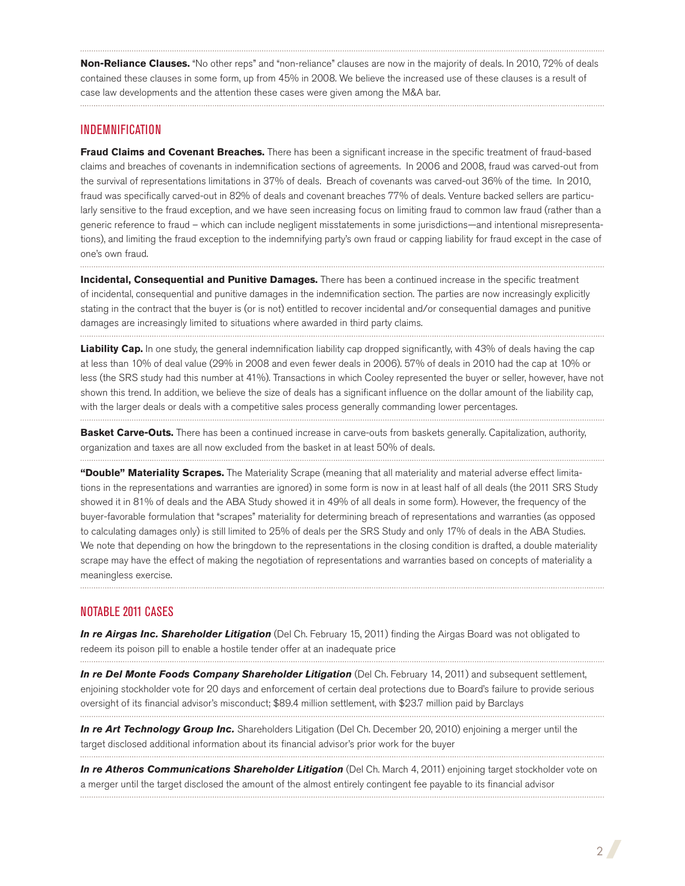**Non-Reliance Clauses.** "No other reps" and "non-reliance" clauses are now in the majority of deals. In 2010, 72% of deals contained these clauses in some form, up from 45% in 2008. We believe the increased use of these clauses is a result of case law developments and the attention these cases were given among the M&A bar.

## INDEMNIFICATION

**Fraud Claims and Covenant Breaches.** There has been a significant increase in the specific treatment of fraud-based claims and breaches of covenants in indemnification sections of agreements. In 2006 and 2008, fraud was carved-out from the survival of representations limitations in 37% of deals. Breach of covenants was carved-out 36% of the time. In 2010, fraud was specifically carved-out in 82% of deals and covenant breaches 77% of deals. Venture backed sellers are particularly sensitive to the fraud exception, and we have seen increasing focus on limiting fraud to common law fraud (rather than a generic reference to fraud – which can include negligent misstatements in some jurisdictions—and intentional misrepresentations), and limiting the fraud exception to the indemnifying party's own fraud or capping liability for fraud except in the case of one's own fraud.

**Incidental, Consequential and Punitive Damages.** There has been a continued increase in the specific treatment of incidental, consequential and punitive damages in the indemnification section. The parties are now increasingly explicitly stating in the contract that the buyer is (or is not) entitled to recover incidental and/or consequential damages and punitive damages are increasingly limited to situations where awarded in third party claims.

**Liability Cap.** In one study, the general indemnification liability cap dropped significantly, with 43% of deals having the cap at less than 10% of deal value (29% in 2008 and even fewer deals in 2006). 57% of deals in 2010 had the cap at 10% or less (the SRS study had this number at 41%). Transactions in which Cooley represented the buyer or seller, however, have not shown this trend. In addition, we believe the size of deals has a significant influence on the dollar amount of the liability cap, with the larger deals or deals with a competitive sales process generally commanding lower percentages.

**Basket Carve-Outs.** There has been a continued increase in carve-outs from baskets generally. Capitalization, authority, organization and taxes are all now excluded from the basket in at least 50% of deals.

**"Double" Materiality Scrapes.** The Materiality Scrape (meaning that all materiality and material adverse effect limitations in the representations and warranties are ignored) in some form is now in at least half of all deals (the 2011 SRS Study showed it in 81% of deals and the ABA Study showed it in 49% of all deals in some form). However, the frequency of the buyer-favorable formulation that "scrapes" materiality for determining breach of representations and warranties (as opposed to calculating damages only) is still limited to 25% of deals per the SRS Study and only 17% of deals in the ABA Studies. We note that depending on how the bringdown to the representations in the closing condition is drafted, a double materiality scrape may have the effect of making the negotiation of representations and warranties based on concepts of materiality a meaningless exercise.

## NOTABLE 2011 CASES

***In re Airgas Inc. Shareholder Litigation*** (Del Ch. February 15, 2011) finding the Airgas Board was not obligated to redeem its poison pill to enable a hostile tender offer at an inadequate price

***In re Del Monte Foods Company Shareholder Litigation*** (Del Ch. February 14, 2011) and subsequent settlement, enjoining stockholder vote for 20 days and enforcement of certain deal protections due to Board's failure to provide serious oversight of its financial advisor's misconduct; $89.4 million settlement, with $23.7 million paid by Barclays

***In re Art Technology Group Inc.*** Shareholders Litigation (Del Ch. December 20, 2010) enjoining a merger until the target disclosed additional information about its financial advisor's prior work for the buyer

***In re Atheros Communications Shareholder Litigation*** (Del Ch. March 4, 2011) enjoining target stockholder vote on a merger until the target disclosed the amount of the almost entirely contingent fee payable to its financial advisor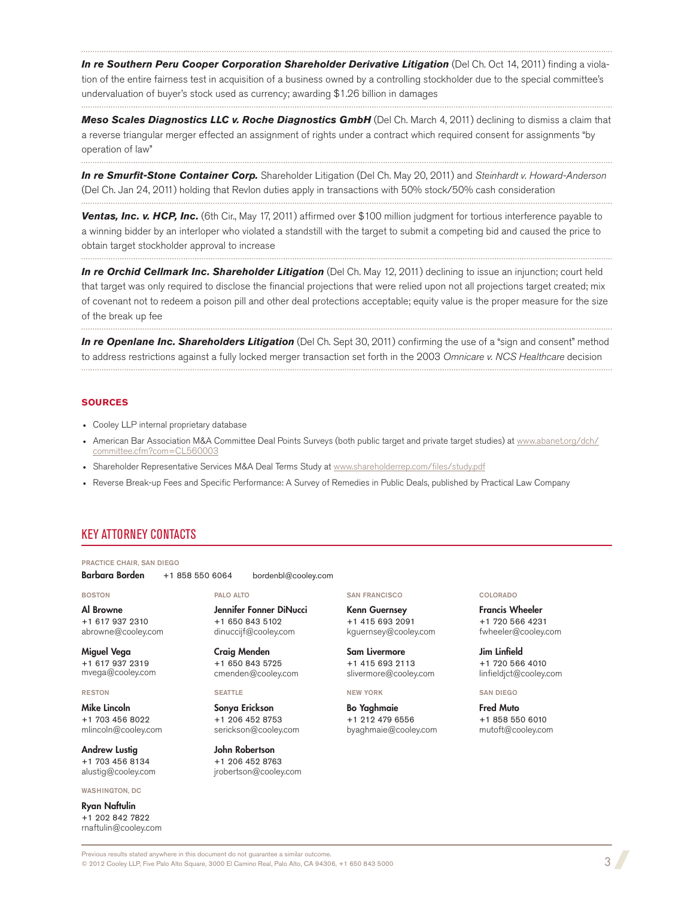***In re Southern Peru Cooper Corporation Shareholder Derivative Litigation*** (Del Ch. Oct 14, 2011) finding a violation of the entire fairness test in acquisition of a business owned by a controlling stockholder due to the special committee's undervaluation of buyer's stock used as currency; awarding $1.26 billion in damages

***Meso Scales Diagnostics LLC v. Roche Diagnostics GmbH*** (Del Ch. March 4, 2011) declining to dismiss a claim that a reverse triangular merger effected an assignment of rights under a contract which required consent for assignments "by operation of law"

***In re Smurfit-Stone Container Corp.*** Shareholder Litigation (Del Ch. May 20, 2011) and *Steinhardt v. Howard-Anderson* (Del Ch. Jan 24, 2011) holding that Revlon duties apply in transactions with 50% stock/50% cash consideration

***Ventas, Inc. v. HCP, Inc.*** (6th Cir., May 17, 2011) affirmed over $100 million judgment for tortious interference payable to a winning bidder by an interloper who violated a standstill with the target to submit a competing bid and caused the price to obtain target stockholder approval to increase

***In re Orchid Cellmark Inc. Shareholder Litigation*** (Del Ch. May 12, 2011) declining to issue an injunction; court held that target was only required to disclose the financial projections that were relied upon not all projections target created; mix of covenant not to redeem a poison pill and other deal protections acceptable; equity value is the proper measure for the size of the break up fee

***In re Openlane Inc. Shareholders Litigation*** (Del Ch. Sept 30, 2011) confirming the use of a "sign and consent" method to address restrictions against a fully locked merger transaction set forth in the 2003 *Omnicare v. NCS Healthcare* decision

### SOURCES

- Cooley LLP internal proprietary database
- American Bar Association M&A Committee Deal Points Surveys (both public target and private target studies) at www.abanet.org/dch/committee.cfm?com=CL560003
- Shareholder Representative Services M&A Deal Terms Study at www.shareholderrep.com/files/study.pdf
- Reverse Break-up Fees and Specific Performance: A Survey of Remedies in Public Deals, published by Practical Law Company

## KEY ATTORNEY CONTACTS

PRACTICE CHAIR, SAN DIEGO

**Barbara Borden** +1 858 550 6064 bordenbl@cooley.com

BOSTON

**Al Browne**
+1 617 937 2310
abrowne@cooley.com

**Miguel Vega**
+1 617 937 2319
mvega@cooley.com

RESTON

**Mike Lincoln**
+1 703 456 8022
mlincoln@cooley.com

**Andrew Lustig**
+1 703 456 8134
alustig@cooley.com

WASHINGTON, DC

**Ryan Naftulin**
+1 202 842 7822
rnaftulin@cooley.com

PALO ALTO

**Jennifer Fonner DiNucci**
+1 650 843 5102
dinuccijf@cooley.com

**Craig Menden**
+1 650 843 5725
cmenden@cooley.com

SEATTLE

**Sonya Erickson**
+1 206 452 8753
serickson@cooley.com

**John Robertson**
+1 206 452 8763
jrobertson@cooley.com

SAN FRANCISCO

**Kenn Guernsey**
+1 415 693 2091
kguernsey@cooley.com

**Sam Livermore**
+1 415 693 2113
slivermore@cooley.com

NEW YORK

**Bo Yaghmaie**
+1 212 479 6556
byaghmaie@cooley.com

COLORADO

**Francis Wheeler**
+1 720 566 4231
fwheeler@cooley.com

**Jim Linfield**
+1 720 566 4010
linfieldjct@cooley.com

SAN DIEGO

**Fred Muto**
+1 858 550 6010
mutoft@cooley.com

Previous results stated anywhere in this document do not guarantee a similar outcome.
© 2012 Cooley LLP, Five Palo Alto Square, 3000 El Camino Real, Palo Alto, CA 94306, +1 650 843 5000